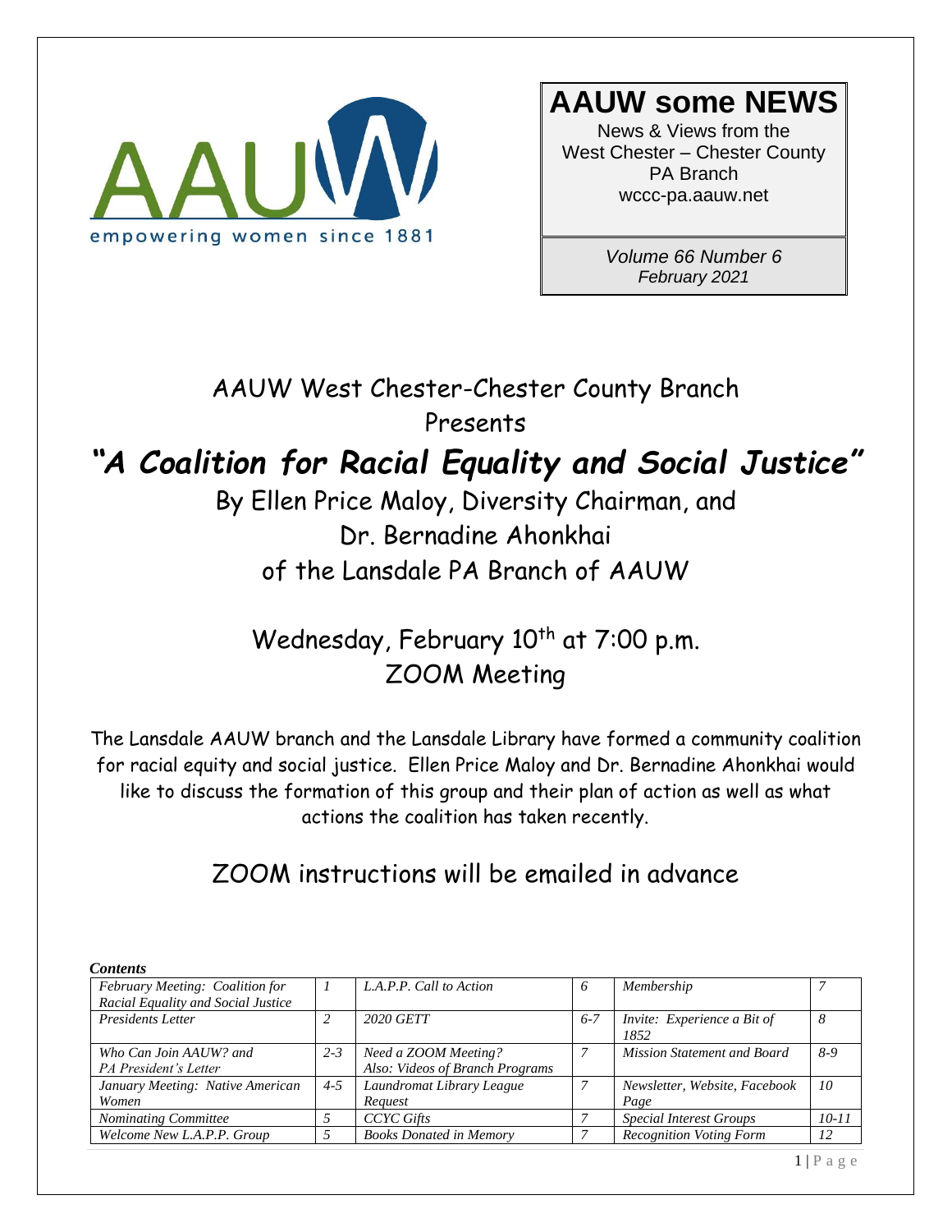AAUW
empowering women since 1881

# AAUW some NEWS

News & Views from the
West Chester – Chester County
PA Branch
wccc-pa.aauw.net

*Volume 66 Number 6*
*February 2021*

## AAUW West Chester-Chester County Branch Presents

# *"A Coalition for Racial Equality and Social Justice"*

## By Ellen Price Maloy, Diversity Chairman, and Dr. Bernadine Ahonkhai of the Lansdale PA Branch of AAUW

## Wednesday, February 10th at 7:00 p.m.
## ZOOM Meeting

The Lansdale AAUW branch and the Lansdale Library have formed a community coalition for racial equity and social justice. Ellen Price Maloy and Dr. Bernadine Ahonkhai would like to discuss the formation of this group and their plan of action as well as what actions the coalition has taken recently.

## ZOOM instructions will be emailed in advance

***Contents***

| | | | | | |
|---|---|---|---|---|---|
| *February Meeting: Coalition for Racial Equality and Social Justice* | *1* | *L.A.P.P. Call to Action* | *6* | *Membership* | *7* |
| *Presidents Letter* | *2* | *2020 GETT* | *6-7* | *Invite: Experience a Bit of 1852* | *8* |
| *Who Can Join AAUW? and PA President's Letter* | *2-3* | *Need a ZOOM Meeting? Also: Videos of Branch Programs* | *7* | *Mission Statement and Board* | *8-9* |
| *January Meeting: Native American Women* | *4-5* | *Laundromat Library League Request* | *7* | *Newsletter, Website, Facebook Page* | *10* |
| *Nominating Committee* | *5* | *CCYC Gifts* | *7* | *Special Interest Groups* | *10-11* |
| *Welcome New L.A.P.P. Group* | *5* | *Books Donated in Memory* | *7* | *Recognition Voting Form* | *12* |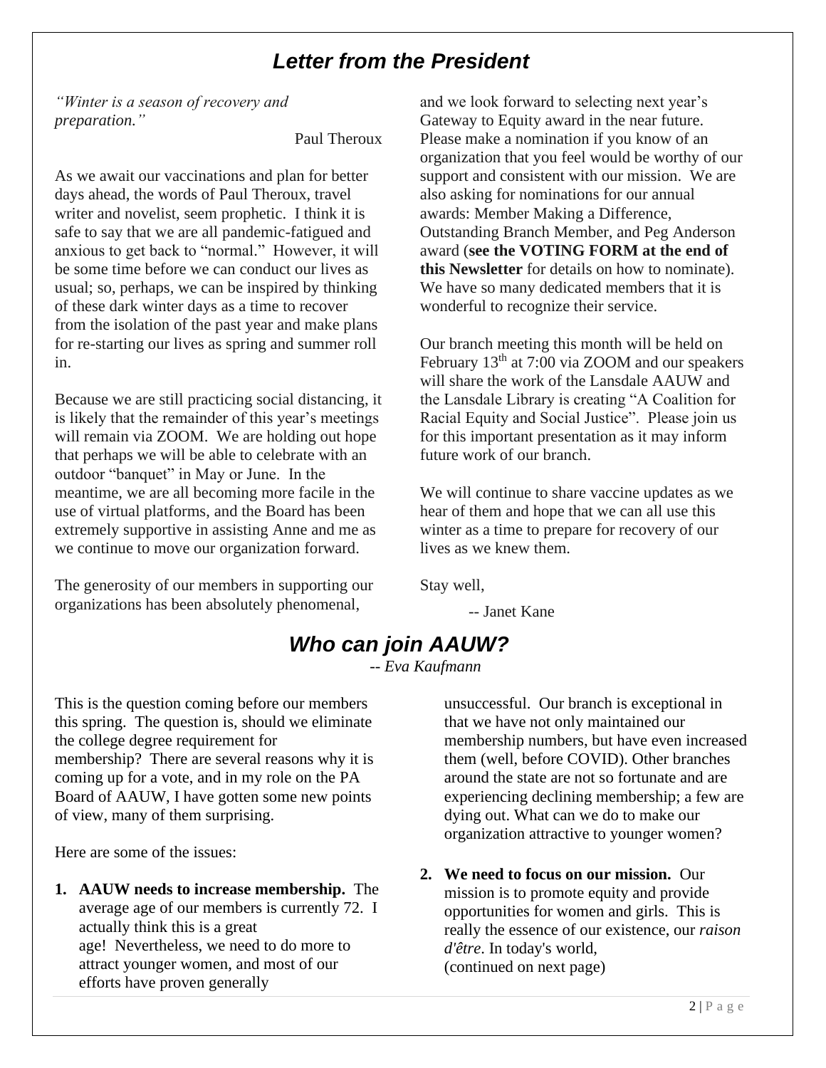## *Letter from the President*

*"Winter is a season of recovery and preparation."*

Paul Theroux

As we await our vaccinations and plan for better days ahead, the words of Paul Theroux, travel writer and novelist, seem prophetic. I think it is safe to say that we are all pandemic-fatigued and anxious to get back to "normal." However, it will be some time before we can conduct our lives as usual; so, perhaps, we can be inspired by thinking of these dark winter days as a time to recover from the isolation of the past year and make plans for re-starting our lives as spring and summer roll in.

Because we are still practicing social distancing, it is likely that the remainder of this year's meetings will remain via ZOOM. We are holding out hope that perhaps we will be able to celebrate with an outdoor "banquet" in May or June. In the meantime, we are all becoming more facile in the use of virtual platforms, and the Board has been extremely supportive in assisting Anne and me as we continue to move our organization forward.

The generosity of our members in supporting our organizations has been absolutely phenomenal, and we look forward to selecting next year's Gateway to Equity award in the near future. Please make a nomination if you know of an organization that you feel would be worthy of our support and consistent with our mission. We are also asking for nominations for our annual awards: Member Making a Difference, Outstanding Branch Member, and Peg Anderson award (**see the VOTING FORM at the end of this Newsletter** for details on how to nominate). We have so many dedicated members that it is wonderful to recognize their service.

Our branch meeting this month will be held on February 13th at 7:00 via ZOOM and our speakers will share the work of the Lansdale AAUW and the Lansdale Library is creating "A Coalition for Racial Equity and Social Justice". Please join us for this important presentation as it may inform future work of our branch.

We will continue to share vaccine updates as we hear of them and hope that we can all use this winter as a time to prepare for recovery of our lives as we knew them.

Stay well,

-- Janet Kane

## *Who can join AAUW?*

*-- Eva Kaufmann*

This is the question coming before our members this spring. The question is, should we eliminate the college degree requirement for membership? There are several reasons why it is coming up for a vote, and in my role on the PA Board of AAUW, I have gotten some new points of view, many of them surprising.

Here are some of the issues:

1. **AAUW needs to increase membership.** The average age of our members is currently 72. I actually think this is a great age! Nevertheless, we need to do more to attract younger women, and most of our efforts have proven generally unsuccessful. Our branch is exceptional in that we have not only maintained our membership numbers, but have even increased them (well, before COVID). Other branches around the state are not so fortunate and are experiencing declining membership; a few are dying out. What can we do to make our organization attractive to younger women?

2. **We need to focus on our mission.** Our mission is to promote equity and provide opportunities for women and girls. This is really the essence of our existence, our *raison d'être*. In today's world, (continued on next page)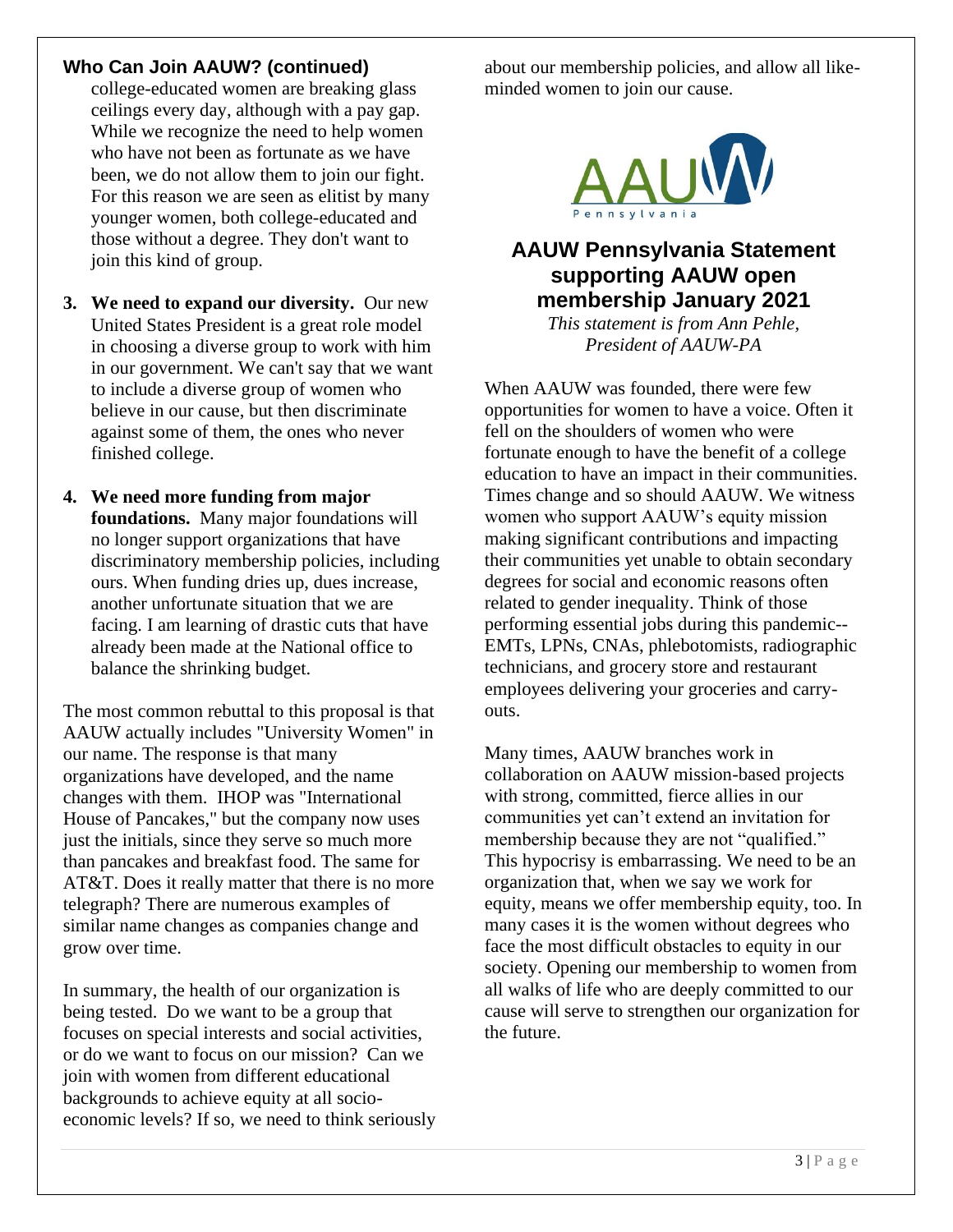### Who Can Join AAUW? (continued)

college-educated women are breaking glass ceilings every day, although with a pay gap. While we recognize the need to help women who have not been as fortunate as we have been, we do not allow them to join our fight. For this reason we are seen as elitist by many younger women, both college-educated and those without a degree. They don't want to join this kind of group.

3. **We need to expand our diversity.** Our new United States President is a great role model in choosing a diverse group to work with him in our government. We can't say that we want to include a diverse group of women who believe in our cause, but then discriminate against some of them, the ones who never finished college.

4. **We need more funding from major foundations.** Many major foundations will no longer support organizations that have discriminatory membership policies, including ours. When funding dries up, dues increase, another unfortunate situation that we are facing. I am learning of drastic cuts that have already been made at the National office to balance the shrinking budget.

The most common rebuttal to this proposal is that AAUW actually includes "University Women" in our name. The response is that many organizations have developed, and the name changes with them. IHOP was "International House of Pancakes," but the company now uses just the initials, since they serve so much more than pancakes and breakfast food. The same for AT&T. Does it really matter that there is no more telegraph? There are numerous examples of similar name changes as companies change and grow over time.

In summary, the health of our organization is being tested. Do we want to be a group that focuses on special interests and social activities, or do we want to focus on our mission? Can we join with women from different educational backgrounds to achieve equity at all socio-economic levels? If so, we need to think seriously about our membership policies, and allow all like-minded women to join our cause.

AAUW Pennsylvania

## AAUW Pennsylvania Statement supporting AAUW open membership January 2021

*This statement is from Ann Pehle, President of AAUW-PA*

When AAUW was founded, there were few opportunities for women to have a voice. Often it fell on the shoulders of women who were fortunate enough to have the benefit of a college education to have an impact in their communities. Times change and so should AAUW. We witness women who support AAUW's equity mission making significant contributions and impacting their communities yet unable to obtain secondary degrees for social and economic reasons often related to gender inequality. Think of those performing essential jobs during this pandemic--EMTs, LPNs, CNAs, phlebotomists, radiographic technicians, and grocery store and restaurant employees delivering your groceries and carry-outs.

Many times, AAUW branches work in collaboration on AAUW mission-based projects with strong, committed, fierce allies in our communities yet can't extend an invitation for membership because they are not "qualified." This hypocrisy is embarrassing. We need to be an organization that, when we say we work for equity, means we offer membership equity, too. In many cases it is the women without degrees who face the most difficult obstacles to equity in our society. Opening our membership to women from all walks of life who are deeply committed to our cause will serve to strengthen our organization for the future.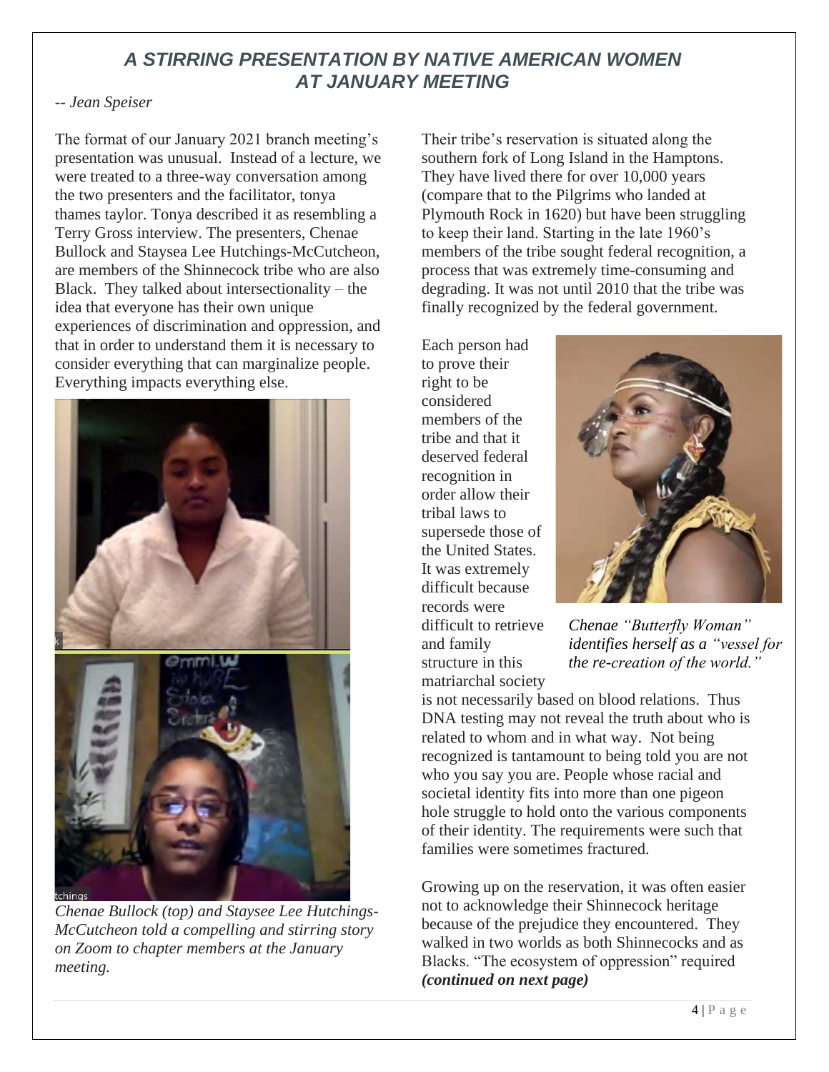# *A STIRRING PRESENTATION BY NATIVE AMERICAN WOMEN AT JANUARY MEETING*

*-- Jean Speiser*

The format of our January 2021 branch meeting's presentation was unusual. Instead of a lecture, we were treated to a three-way conversation among the two presenters and the facilitator, tonya thames taylor. Tonya described it as resembling a Terry Gross interview. The presenters, Chenae Bullock and Staysea Lee Hutchings-McCutcheon, are members of the Shinnecock tribe who are also Black. They talked about intersectionality – the idea that everyone has their own unique experiences of discrimination and oppression, and that in order to understand them it is necessary to consider everything that can marginalize people. Everything impacts everything else.

*Chenae Bullock (top) and Staysee Lee Hutchings-McCutcheon told a compelling and stirring story on Zoom to chapter members at the January meeting.*

Their tribe's reservation is situated along the southern fork of Long Island in the Hamptons. They have lived there for over 10,000 years (compare that to the Pilgrims who landed at Plymouth Rock in 1620) but have been struggling to keep their land. Starting in the late 1960's members of the tribe sought federal recognition, a process that was extremely time-consuming and degrading. It was not until 2010 that the tribe was finally recognized by the federal government.

Each person had to prove their right to be considered members of the tribe and that it deserved federal recognition in order allow their tribal laws to supersede those of the United States. It was extremely difficult because records were difficult to retrieve and family structure in this matriarchal society is not necessarily based on blood relations. Thus DNA testing may not reveal the truth about who is related to whom and in what way. Not being recognized is tantamount to being told you are not who you say you are. People whose racial and societal identity fits into more than one pigeon hole struggle to hold onto the various components of their identity. The requirements were such that families were sometimes fractured.

*Chenae "Butterfly Woman" identifies herself as a "vessel for the re-creation of the world."*

Growing up on the reservation, it was often easier not to acknowledge their Shinnecock heritage because of the prejudice they encountered. They walked in two worlds as both Shinnecocks and as Blacks. "The ecosystem of oppression" required ***(continued on next page)***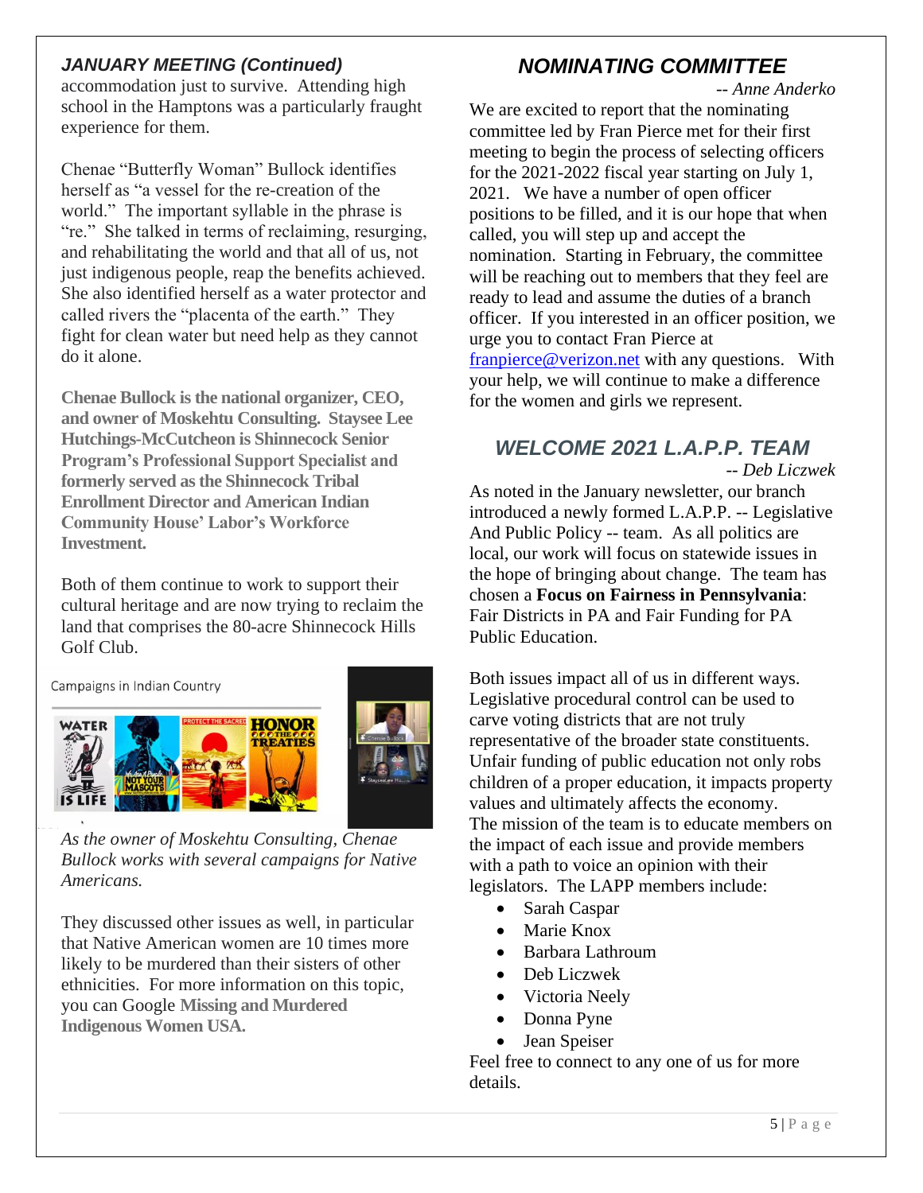### *JANUARY MEETING (Continued)*

accommodation just to survive. Attending high school in the Hamptons was a particularly fraught experience for them.

Chenae "Butterfly Woman" Bullock identifies herself as "a vessel for the re-creation of the world." The important syllable in the phrase is "re." She talked in terms of reclaiming, resurging, and rehabilitating the world and that all of us, not just indigenous people, reap the benefits achieved. She also identified herself as a water protector and called rivers the "placenta of the earth." They fight for clean water but need help as they cannot do it alone.

**Chenae Bullock is the national organizer, CEO, and owner of Moskehtu Consulting. Staysee Lee Hutchings-McCutcheon is Shinnecock Senior Program's Professional Support Specialist and formerly served as the Shinnecock Tribal Enrollment Director and American Indian Community House' Labor's Workforce Investment.**

Both of them continue to work to support their cultural heritage and are now trying to reclaim the land that comprises the 80-acre Shinnecock Hills Golf Club.

*As the owner of Moskehtu Consulting, Chenae Bullock works with several campaigns for Native Americans.*

They discussed other issues as well, in particular that Native American women are 10 times more likely to be murdered than their sisters of other ethnicities. For more information on this topic, you can Google **Missing and Murdered Indigenous Women USA.**

## *NOMINATING COMMITTEE*

*-- Anne Anderko*

We are excited to report that the nominating committee led by Fran Pierce met for their first meeting to begin the process of selecting officers for the 2021-2022 fiscal year starting on July 1, 2021. We have a number of open officer positions to be filled, and it is our hope that when called, you will step up and accept the nomination. Starting in February, the committee will be reaching out to members that they feel are ready to lead and assume the duties of a branch officer. If you interested in an officer position, we urge you to contact Fran Pierce at franpierce@verizon.net with any questions. With your help, we will continue to make a difference for the women and girls we represent.

## *WELCOME 2021 L.A.P.P. TEAM*

*-- Deb Liczwek*

As noted in the January newsletter, our branch introduced a newly formed L.A.P.P. -- Legislative And Public Policy -- team. As all politics are local, our work will focus on statewide issues in the hope of bringing about change. The team has chosen a **Focus on Fairness in Pennsylvania**: Fair Districts in PA and Fair Funding for PA Public Education.

Both issues impact all of us in different ways. Legislative procedural control can be used to carve voting districts that are not truly representative of the broader state constituents. Unfair funding of public education not only robs children of a proper education, it impacts property values and ultimately affects the economy. The mission of the team is to educate members on the impact of each issue and provide members with a path to voice an opinion with their legislators. The LAPP members include:

- Sarah Caspar
- Marie Knox
- Barbara Lathroum
- Deb Liczwek
- Victoria Neely
- Donna Pyne
- Jean Speiser

Feel free to connect to any one of us for more details.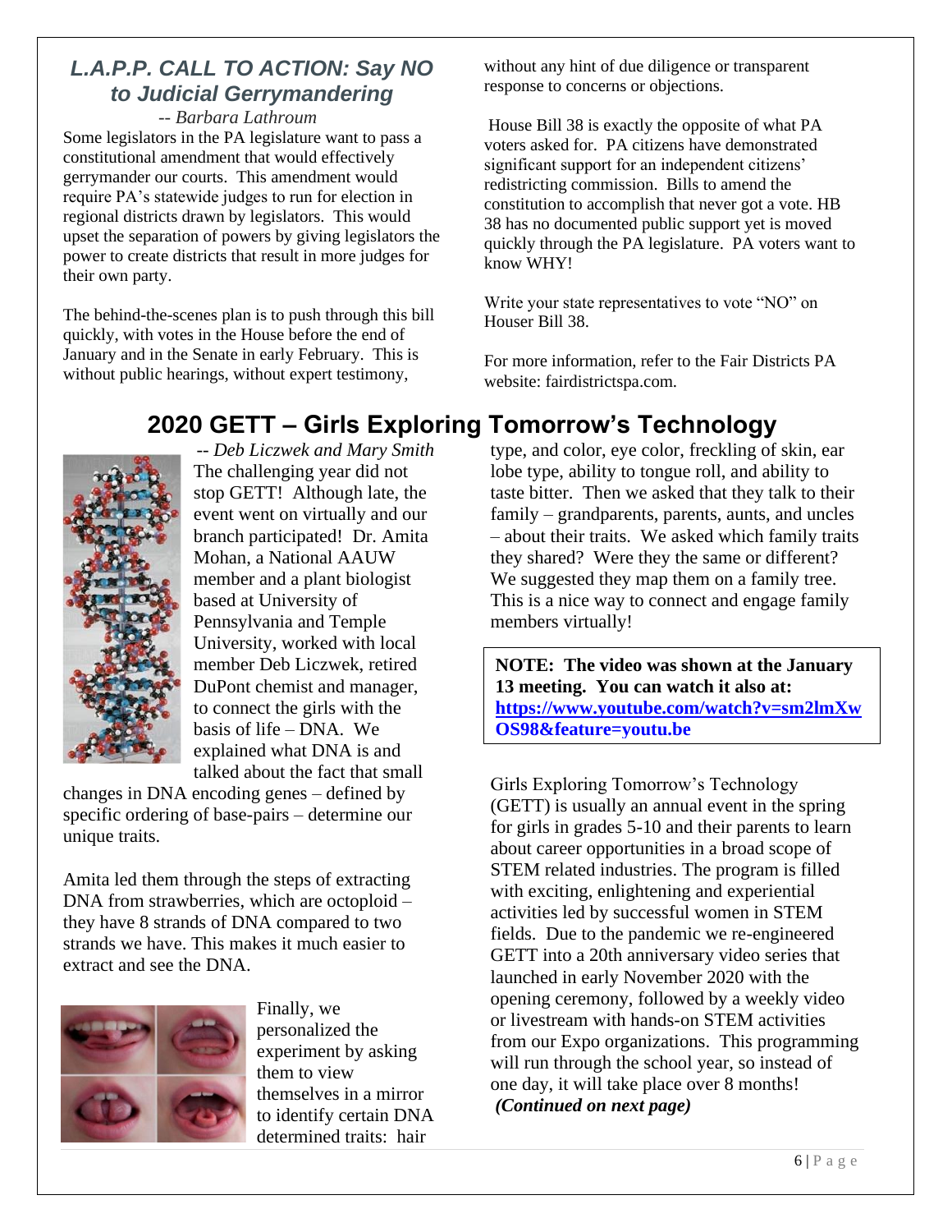## *L.A.P.P. CALL TO ACTION: Say NO to Judicial Gerrymandering*

*-- Barbara Lathroum*

Some legislators in the PA legislature want to pass a constitutional amendment that would effectively gerrymander our courts. This amendment would require PA's statewide judges to run for election in regional districts drawn by legislators. This would upset the separation of powers by giving legislators the power to create districts that result in more judges for their own party.

The behind-the-scenes plan is to push through this bill quickly, with votes in the House before the end of January and in the Senate in early February. This is without public hearings, without expert testimony, without any hint of due diligence or transparent response to concerns or objections.

House Bill 38 is exactly the opposite of what PA voters asked for. PA citizens have demonstrated significant support for an independent citizens' redistricting commission. Bills to amend the constitution to accomplish that never got a vote. HB 38 has no documented public support yet is moved quickly through the PA legislature. PA voters want to know WHY!

Write your state representatives to vote "NO" on Houser Bill 38.

For more information, refer to the Fair Districts PA website: fairdistrictspa.com.

## 2020 GETT – Girls Exploring Tomorrow's Technology

*-- Deb Liczwek and Mary Smith*

The challenging year did not stop GETT! Although late, the event went on virtually and our branch participated! Dr. Amita Mohan, a National AAUW member and a plant biologist based at University of Pennsylvania and Temple University, worked with local member Deb Liczwek, retired DuPont chemist and manager, to connect the girls with the basis of life – DNA. We explained what DNA is and talked about the fact that small changes in DNA encoding genes – defined by specific ordering of base-pairs – determine our unique traits.

Amita led them through the steps of extracting DNA from strawberries, which are octoploid – they have 8 strands of DNA compared to two strands we have. This makes it much easier to extract and see the DNA.

Finally, we personalized the experiment by asking them to view themselves in a mirror to identify certain DNA determined traits: hair type, and color, eye color, freckling of skin, ear lobe type, ability to tongue roll, and ability to taste bitter. Then we asked that they talk to their family – grandparents, parents, aunts, and uncles – about their traits. We asked which family traits they shared? Were they the same or different? We suggested they map them on a family tree. This is a nice way to connect and engage family members virtually!

**NOTE: The video was shown at the January 13 meeting. You can watch it also at: https://www.youtube.com/watch?v=sm2lmXwOS98&feature=youtu.be**

Girls Exploring Tomorrow's Technology (GETT) is usually an annual event in the spring for girls in grades 5-10 and their parents to learn about career opportunities in a broad scope of STEM related industries. The program is filled with exciting, enlightening and experiential activities led by successful women in STEM fields. Due to the pandemic we re-engineered GETT into a 20th anniversary video series that launched in early November 2020 with the opening ceremony, followed by a weekly video or livestream with hands-on STEM activities from our Expo organizations. This programming will run through the school year, so instead of one day, it will take place over 8 months!

***(Continued on next page)***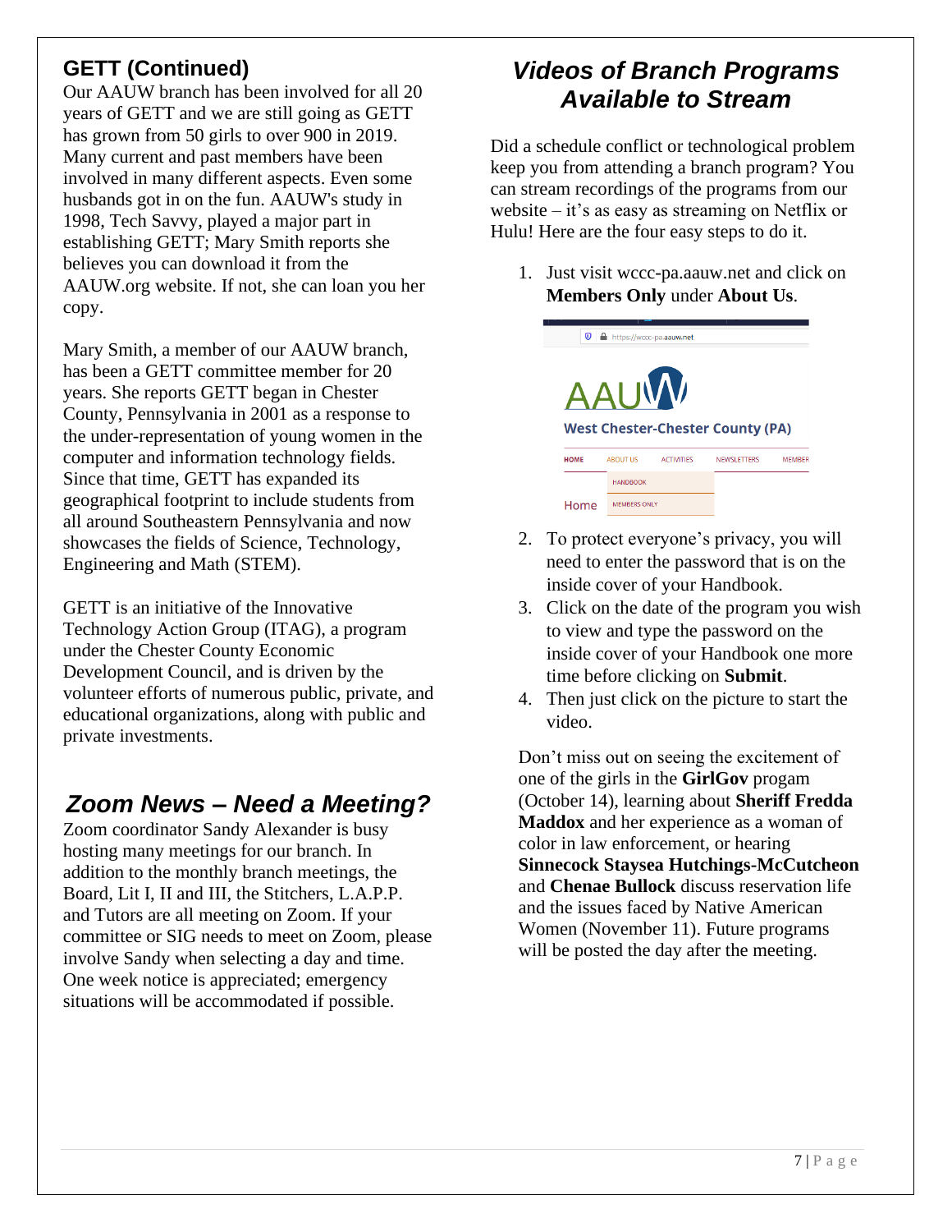## GETT (Continued)

Our AAUW branch has been involved for all 20 years of GETT and we are still going as GETT has grown from 50 girls to over 900 in 2019. Many current and past members have been involved in many different aspects. Even some husbands got in on the fun. AAUW's study in 1998, Tech Savvy, played a major part in establishing GETT; Mary Smith reports she believes you can download it from the AAUW.org website. If not, she can loan you her copy.

Mary Smith, a member of our AAUW branch, has been a GETT committee member for 20 years. She reports GETT began in Chester County, Pennsylvania in 2001 as a response to the under-representation of young women in the computer and information technology fields. Since that time, GETT has expanded its geographical footprint to include students from all around Southeastern Pennsylvania and now showcases the fields of Science, Technology, Engineering and Math (STEM).

GETT is an initiative of the Innovative Technology Action Group (ITAG), a program under the Chester County Economic Development Council, and is driven by the volunteer efforts of numerous public, private, and educational organizations, along with public and private investments.

## *Zoom News – Need a Meeting?*

Zoom coordinator Sandy Alexander is busy hosting many meetings for our branch. In addition to the monthly branch meetings, the Board, Lit I, II and III, the Stitchers, L.A.P.P. and Tutors are all meeting on Zoom. If your committee or SIG needs to meet on Zoom, please involve Sandy when selecting a day and time. One week notice is appreciated; emergency situations will be accommodated if possible.

## *Videos of Branch Programs Available to Stream*

Did a schedule conflict or technological problem keep you from attending a branch program? You can stream recordings of the programs from our website – it's as easy as streaming on Netflix or Hulu! Here are the four easy steps to do it.

1. Just visit wccc-pa.aauw.net and click on **Members Only** under **About Us**.

   https://wccc-pa.aauw.net
   AAUW
   West Chester-Chester County (PA)
   HOME | ABOUT US | ACTIVITIES | NEWSLETTERS | MEMBER
   HANDBOOK
   Home | MEMBERS ONLY

2. To protect everyone's privacy, you will need to enter the password that is on the inside cover of your Handbook.
3. Click on the date of the program you wish to view and type the password on the inside cover of your Handbook one more time before clicking on **Submit**.
4. Then just click on the picture to start the video.

Don't miss out on seeing the excitement of one of the girls in the **GirlGov** progam (October 14), learning about **Sheriff Fredda Maddox** and her experience as a woman of color in law enforcement, or hearing **Sinnecock Staysea Hutchings-McCutcheon** and **Chenae Bullock** discuss reservation life and the issues faced by Native American Women (November 11). Future programs will be posted the day after the meeting.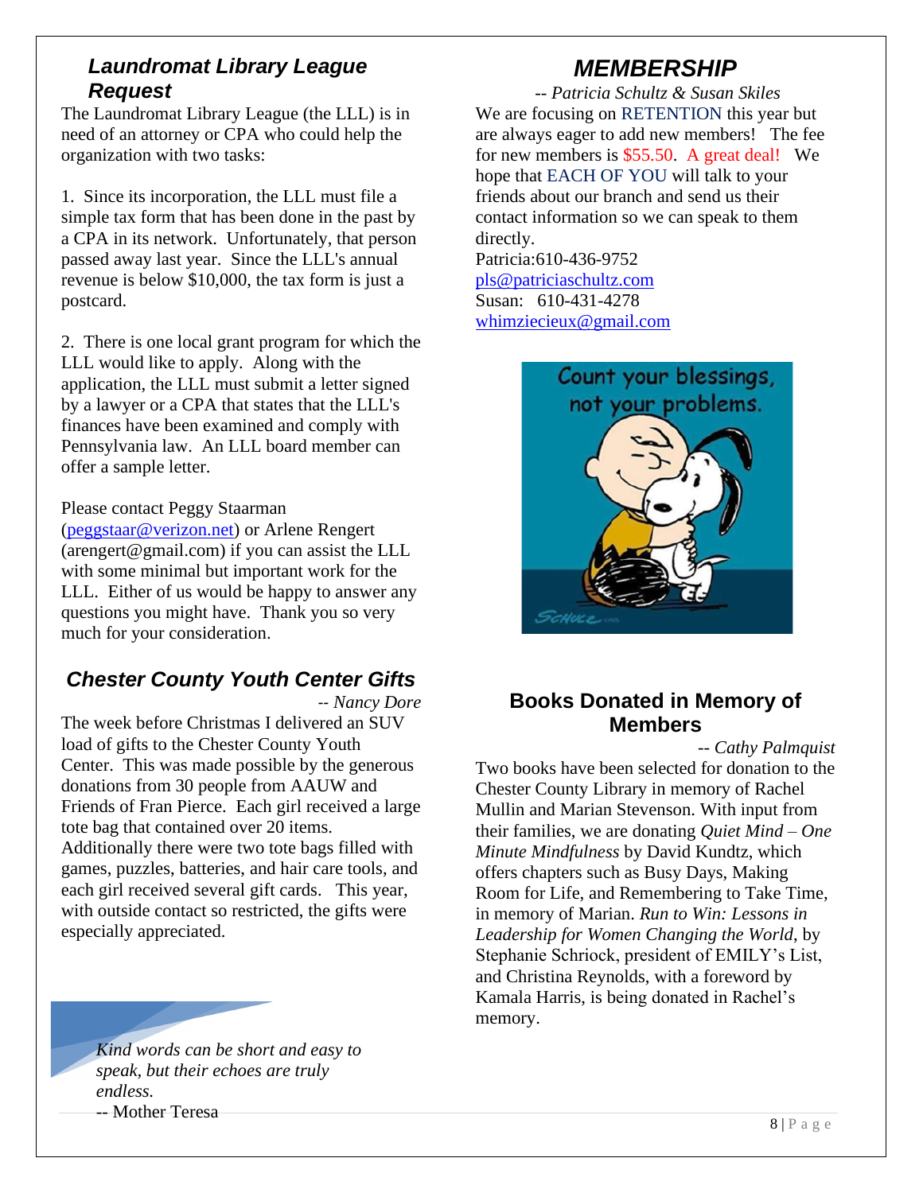## Laundromat Library League Request

The Laundromat Library League (the LLL) is in need of an attorney or CPA who could help the organization with two tasks:

1. Since its incorporation, the LLL must file a simple tax form that has been done in the past by a CPA in its network. Unfortunately, that person passed away last year. Since the LLL's annual revenue is below $10,000, the tax form is just a postcard.

2. There is one local grant program for which the LLL would like to apply. Along with the application, the LLL must submit a letter signed by a lawyer or a CPA that states that the LLL's finances have been examined and comply with Pennsylvania law. An LLL board member can offer a sample letter.

Please contact Peggy Staarman (peggstaar@verizon.net) or Arlene Rengert (arengert@gmail.com) if you can assist the LLL with some minimal but important work for the LLL. Either of us would be happy to answer any questions you might have. Thank you so very much for your consideration.

## Chester County Youth Center Gifts

*-- Nancy Dore*

The week before Christmas I delivered an SUV load of gifts to the Chester County Youth Center. This was made possible by the generous donations from 30 people from AAUW and Friends of Fran Pierce. Each girl received a large tote bag that contained over 20 items. Additionally there were two tote bags filled with games, puzzles, batteries, and hair care tools, and each girl received several gift cards. This year, with outside contact so restricted, the gifts were especially appreciated.

*Kind words can be short and easy to speak, but their echoes are truly endless.*
-- Mother Teresa

## MEMBERSHIP

*-- Patricia Schultz & Susan Skiles*

We are focusing on RETENTION this year but are always eager to add new members! The fee for new members is $55.50. A great deal! We hope that EACH OF YOU will talk to your friends about our branch and send us their contact information so we can speak to them directly.

Patricia:610-436-9752
pls@patriciaschultz.com
Susan: 610-431-4278
whimziecieux@gmail.com

Count your blessings, not your problems.

## Books Donated in Memory of Members

*-- Cathy Palmquist*

Two books have been selected for donation to the Chester County Library in memory of Rachel Mullin and Marian Stevenson. With input from their families, we are donating *Quiet Mind – One Minute Mindfulness* by David Kundtz, which offers chapters such as Busy Days, Making Room for Life, and Remembering to Take Time, in memory of Marian. *Run to Win: Lessons in Leadership for Women Changing the World*, by Stephanie Schriock, president of EMILY's List, and Christina Reynolds, with a foreword by Kamala Harris, is being donated in Rachel's memory.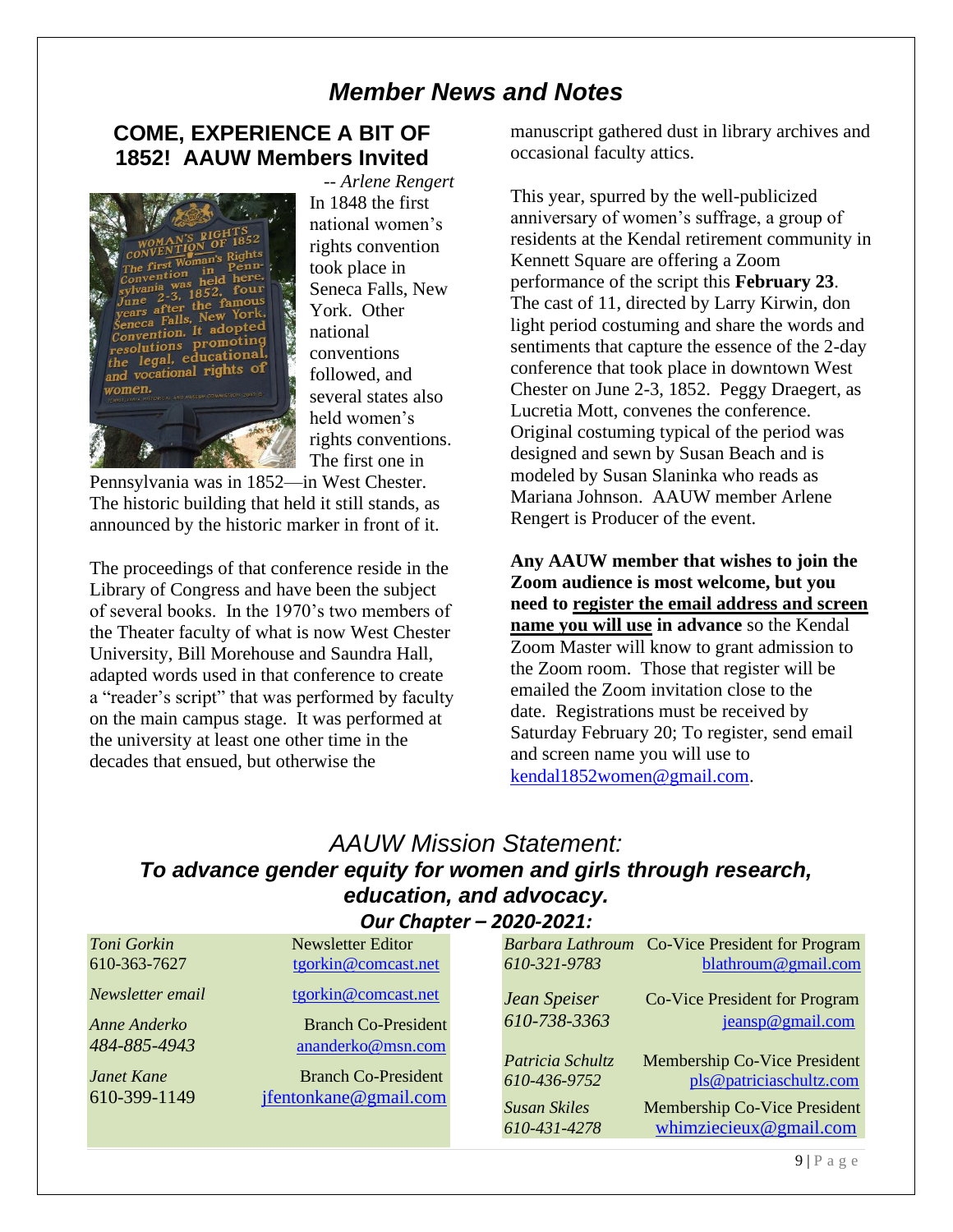# *Member News and Notes*

## COME, EXPERIENCE A BIT OF 1852! AAUW Members Invited

-- *Arlene Rengert*

In 1848 the first national women's rights convention took place in Seneca Falls, New York. Other national conventions followed, and several states also held women's rights conventions. The first one in Pennsylvania was in 1852—in West Chester. The historic building that held it still stands, as announced by the historic marker in front of it.

The proceedings of that conference reside in the Library of Congress and have been the subject of several books. In the 1970's two members of the Theater faculty of what is now West Chester University, Bill Morehouse and Saundra Hall, adapted words used in that conference to create a "reader's script" that was performed by faculty on the main campus stage. It was performed at the university at least one other time in the decades that ensued, but otherwise the manuscript gathered dust in library archives and occasional faculty attics.

This year, spurred by the well-publicized anniversary of women's suffrage, a group of residents at the Kendal retirement community in Kennett Square are offering a Zoom performance of the script this **February 23**. The cast of 11, directed by Larry Kirwin, don light period costuming and share the words and sentiments that capture the essence of the 2-day conference that took place in downtown West Chester on June 2-3, 1852. Peggy Draegert, as Lucretia Mott, convenes the conference. Original costuming typical of the period was designed and sewn by Susan Beach and is modeled by Susan Slaninka who reads as Mariana Johnson. AAUW member Arlene Rengert is Producer of the event.

**Any AAUW member that wishes to join the Zoom audience is most welcome, but you need to <u>register the email address and screen name you will use</u> in advance** so the Kendal Zoom Master will know to grant admission to the Zoom room. Those that register will be emailed the Zoom invitation close to the date. Registrations must be received by Saturday February 20; To register, send email and screen name you will use to kendal1852women@gmail.com.

## *AAUW Mission Statement:*
### ***To advance gender equity for women and girls through research, education, and advocacy.***

### ***Our Chapter – 2020-2021:***

| | |
|---|---|
| *Toni Gorkin* 610-363-7627 | Newsletter Editor tgorkin@comcast.net |
| *Newsletter email* | tgorkin@comcast.net |
| *Anne Anderko* 484-885-4943 | Branch Co-President ananderko@msn.com |
| *Janet Kane* 610-399-1149 | Branch Co-President jfentonkane@gmail.com |
| *Barbara Lathroum* 610-321-9783 | Co-Vice President for Program blathroum@gmail.com |
| *Jean Speiser* 610-738-3363 | Co-Vice President for Program jeansp@gmail.com |
| *Patricia Schultz* 610-436-9752 | Membership Co-Vice President pls@patriciaschultz.com |
| *Susan Skiles* 610-431-4278 | Membership Co-Vice President whimziecieux@gmail.com |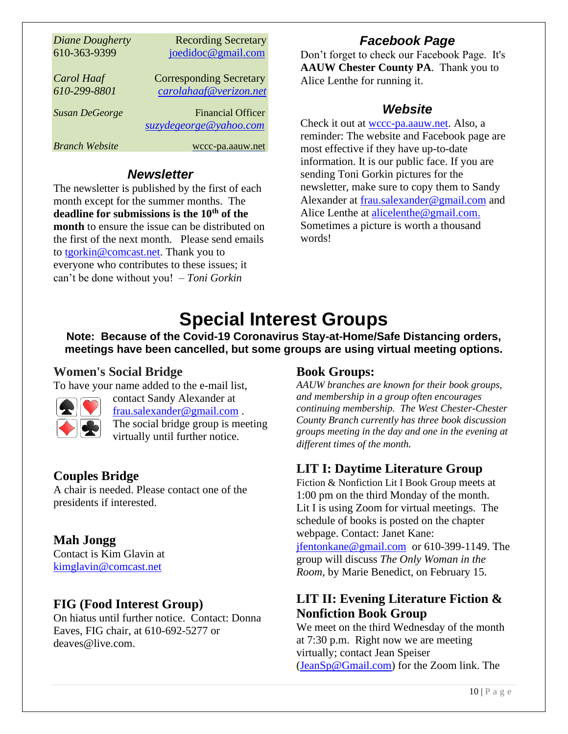| | |
|---|---|
| *Diane Dougherty* 610-363-9399 | Recording Secretary joedidoc@gmail.com |
| *Carol Haaf* *610-299-8801* | Corresponding Secretary *carolahaaf@verizon.net* |
| *Susan DeGeorge* | Financial Officer *suzydegeorge@yahoo.com* |
| *Branch Website* | wccc-pa.aauw.net |

## *Newsletter*

The newsletter is published by the first of each month except for the summer months. The **deadline for submissions is the 10th of the month** to ensure the issue can be distributed on the first of the next month. Please send emails to tgorkin@comcast.net. Thank you to everyone who contributes to these issues; it can't be done without you! – *Toni Gorkin*

## *Facebook Page*

Don't forget to check our Facebook Page. It's **AAUW Chester County PA**. Thank you to Alice Lenthe for running it.

## *Website*

Check it out at wccc-pa.aauw.net. Also, a reminder: The website and Facebook page are most effective if they have up-to-date information. It is our public face. If you are sending Toni Gorkin pictures for the newsletter, make sure to copy them to Sandy Alexander at frau.salexander@gmail.com and Alice Lenthe at alicelenthe@gmail.com. Sometimes a picture is worth a thousand words!

# Special Interest Groups

**Note: Because of the Covid-19 Coronavirus Stay-at-Home/Safe Distancing orders, meetings have been cancelled, but some groups are using virtual meeting options.**

### Women's Social Bridge

To have your name added to the e-mail list, contact Sandy Alexander at frau.salexander@gmail.com . The social bridge group is meeting virtually until further notice.

### Couples Bridge

A chair is needed. Please contact one of the presidents if interested.

### Mah Jongg

Contact is Kim Glavin at kimglavin@comcast.net

### FIG (Food Interest Group)

On hiatus until further notice. Contact: Donna Eaves, FIG chair, at 610-692-5277 or deaves@live.com.

### Book Groups:

*AAUW branches are known for their book groups, and membership in a group often encourages continuing membership. The West Chester-Chester County Branch currently has three book discussion groups meeting in the day and one in the evening at different times of the month.*

### LIT I: Daytime Literature Group

Fiction & Nonfiction Lit I Book Group meets at 1:00 pm on the third Monday of the month. Lit I is using Zoom for virtual meetings. The schedule of books is posted on the chapter webpage. Contact: Janet Kane: jfentonkane@gmail.com or 610-399-1149. The group will discuss *The Only Woman in the Room*, by Marie Benedict, on February 15.

### LIT II: Evening Literature Fiction & Nonfiction Book Group

We meet on the third Wednesday of the month at 7:30 p.m. Right now we are meeting virtually; contact Jean Speiser (JeanSp@Gmail.com) for the Zoom link. The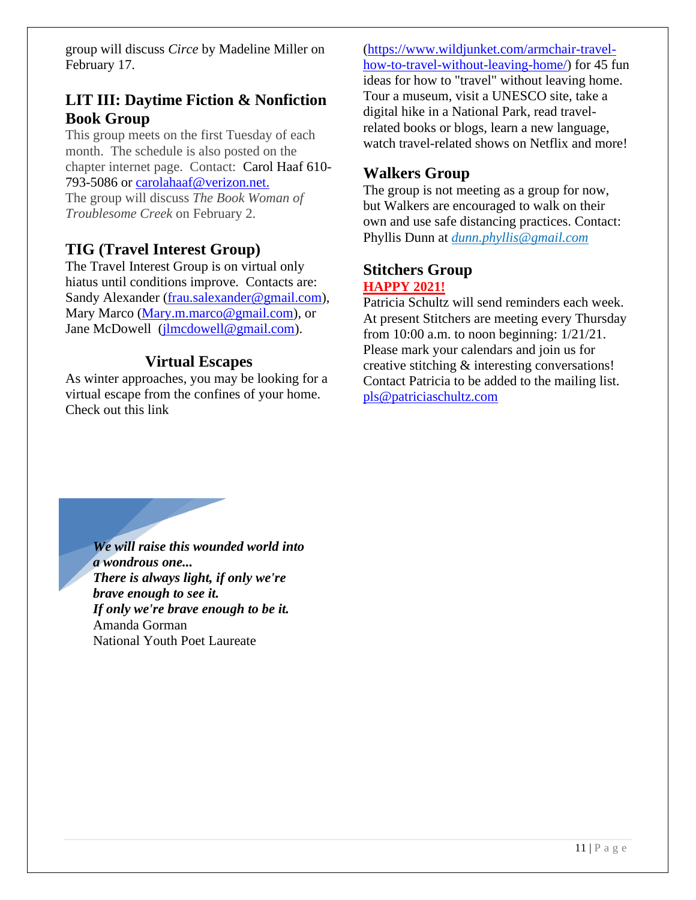group will discuss *Circe* by Madeline Miller on February 17.

## LIT III: Daytime Fiction & Nonfiction Book Group

This group meets on the first Tuesday of each month. The schedule is also posted on the chapter internet page. Contact: Carol Haaf 610-793-5086 or carolahaaf@verizon.net.
The group will discuss *The Book Woman of Troublesome Creek* on February 2.

## TIG (Travel Interest Group)

The Travel Interest Group is on virtual only hiatus until conditions improve. Contacts are: Sandy Alexander (frau.salexander@gmail.com), Mary Marco (Mary.m.marco@gmail.com), or Jane McDowell (jlmcdowell@gmail.com).

## Virtual Escapes

As winter approaches, you may be looking for a virtual escape from the confines of your home. Check out this link (https://www.wildjunket.com/armchair-travel-how-to-travel-without-leaving-home/) for 45 fun ideas for how to "travel" without leaving home. Tour a museum, visit a UNESCO site, take a digital hike in a National Park, read travel-related books or blogs, learn a new language, watch travel-related shows on Netflix and more!

## Walkers Group

The group is not meeting as a group for now, but Walkers are encouraged to walk on their own and use safe distancing practices. Contact: Phyllis Dunn at *dunn.phyllis@gmail.com*

## Stitchers Group

**HAPPY 2021!**

Patricia Schultz will send reminders each week. At present Stitchers are meeting every Thursday from 10:00 a.m. to noon beginning: 1/21/21. Please mark your calendars and join us for creative stitching & interesting conversations! Contact Patricia to be added to the mailing list. pls@patriciaschultz.com

***We will raise this wounded world into a wondrous one...***
***There is always light, if only we're brave enough to see it.***
***If only we're brave enough to be it.***
Amanda Gorman
National Youth Poet Laureate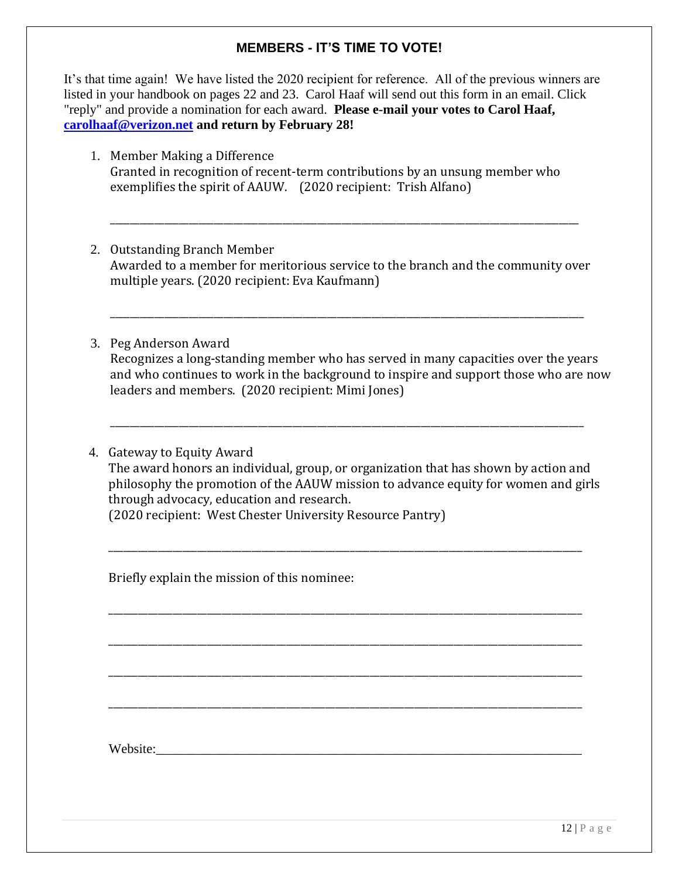## MEMBERS - IT'S TIME TO VOTE!

It's that time again! We have listed the 2020 recipient for reference. All of the previous winners are listed in your handbook on pages 22 and 23. Carol Haaf will send out this form in an email. Click "reply" and provide a nomination for each award. **Please e-mail your votes to Carol Haaf, carolhaaf@verizon.net and return by February 28!**

1. Member Making a Difference
   Granted in recognition of recent-term contributions by an unsung member who exemplifies the spirit of AAUW. (2020 recipient: Trish Alfano)

   ______________________________________________________________________________

2. Outstanding Branch Member
   Awarded to a member for meritorious service to the branch and the community over multiple years. (2020 recipient: Eva Kaufmann)

   ______________________________________________________________________________

3. Peg Anderson Award
   Recognizes a long-standing member who has served in many capacities over the years and who continues to work in the background to inspire and support those who are now leaders and members. (2020 recipient: Mimi Jones)

   ______________________________________________________________________________

4. Gateway to Equity Award
   The award honors an individual, group, or organization that has shown by action and philosophy the promotion of the AAUW mission to advance equity for women and girls through advocacy, education and research.
   (2020 recipient: West Chester University Resource Pantry)

   ______________________________________________________________________________

   Briefly explain the mission of this nominee:

   ______________________________________________________________________________

   ______________________________________________________________________________

   ______________________________________________________________________________

   ______________________________________________________________________________

   Website:______________________________________________________________________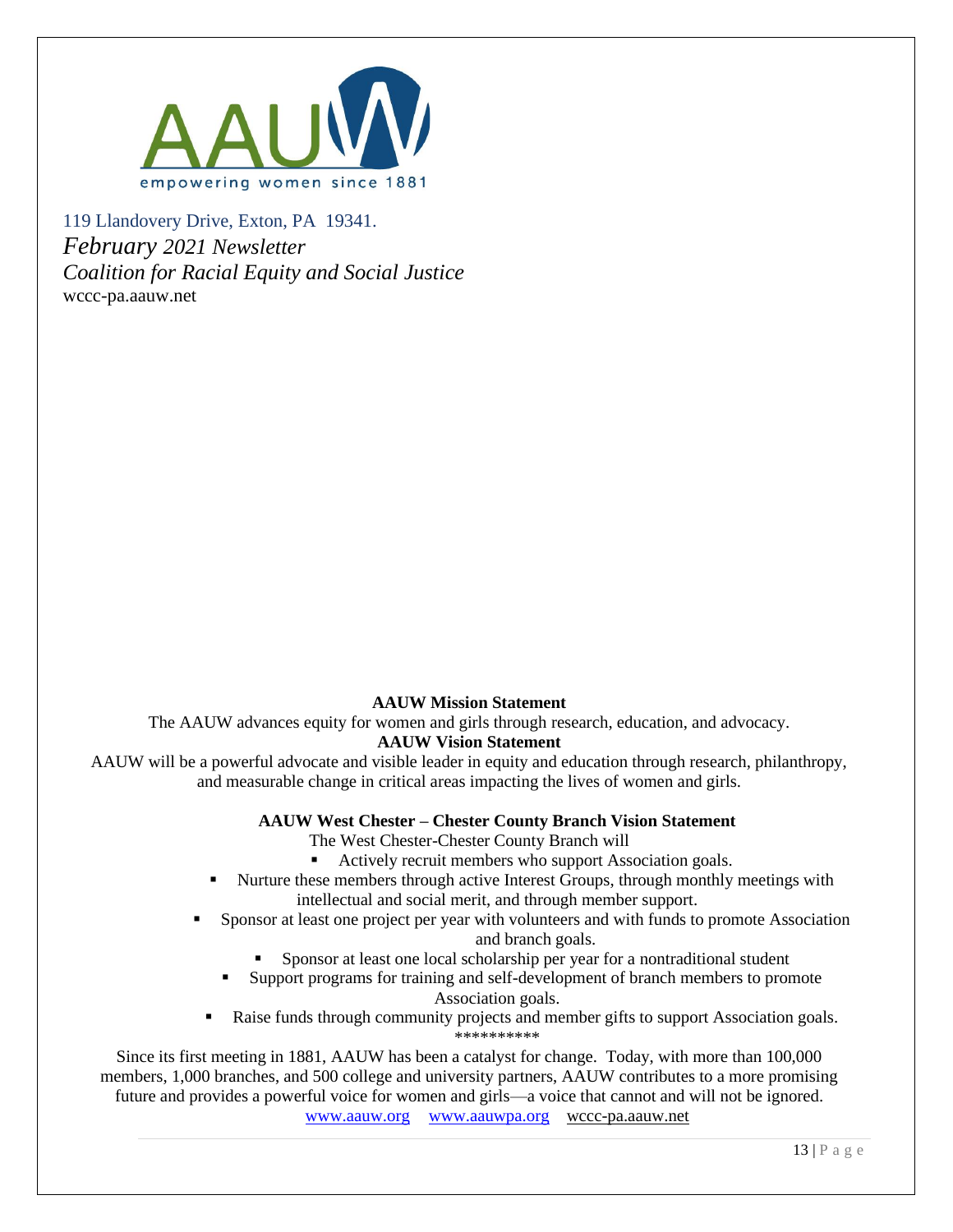119 Llandovery Drive, Exton, PA 19341.

*February 2021 Newsletter*

*Coalition for Racial Equity and Social Justice*

wccc-pa.aauw.net

**AAUW Mission Statement**

The AAUW advances equity for women and girls through research, education, and advocacy.

**AAUW Vision Statement**

AAUW will be a powerful advocate and visible leader in equity and education through research, philanthropy, and measurable change in critical areas impacting the lives of women and girls.

**AAUW West Chester – Chester County Branch Vision Statement**

The West Chester-Chester County Branch will

- Actively recruit members who support Association goals.
- Nurture these members through active Interest Groups, through monthly meetings with intellectual and social merit, and through member support.
- Sponsor at least one project per year with volunteers and with funds to promote Association and branch goals.
- Sponsor at least one local scholarship per year for a nontraditional student
- Support programs for training and self-development of branch members to promote Association goals.
- Raise funds through community projects and member gifts to support Association goals.

**********

Since its first meeting in 1881, AAUW has been a catalyst for change. Today, with more than 100,000 members, 1,000 branches, and 500 college and university partners, AAUW contributes to a more promising future and provides a powerful voice for women and girls—a voice that cannot and will not be ignored.

www.aauw.org www.aauwpa.org wccc-pa.aauw.net